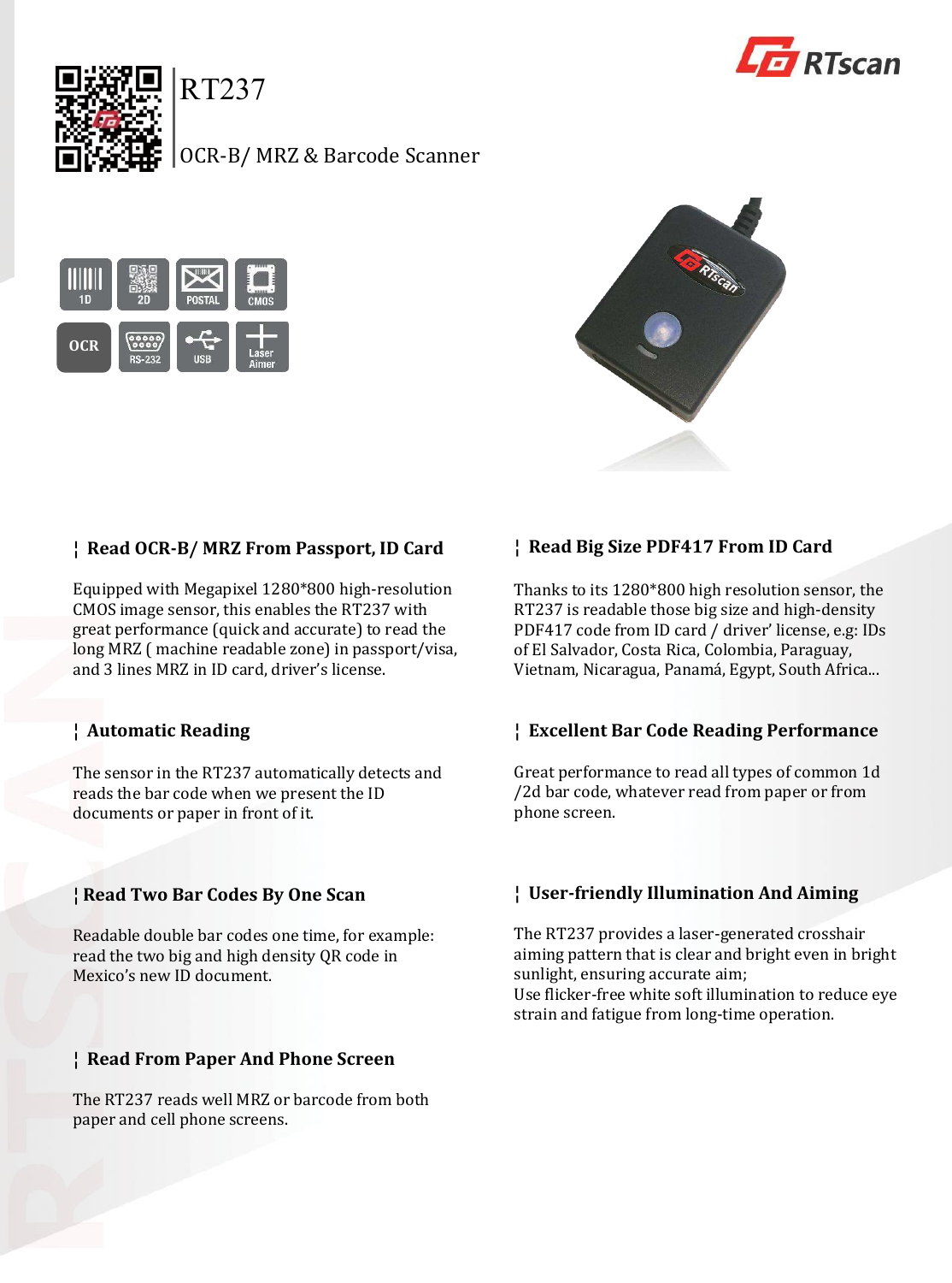# RT237

OCR-B/ MRZ & Barcode Scanner

1D | 2D | POSTAL | CMOS | OCR | RS-232 | USB | Laser Aimer

## ¦ Read OCR-B/ MRZ From Passport, ID Card

Equipped with Megapixel 1280*800 high-resolution CMOS image sensor, this enables the RT237 with great performance (quick and accurate) to read the long MRZ ( machine readable zone) in passport/visa, and 3 lines MRZ in ID card, driver's license.

## ¦ Automatic Reading

The sensor in the RT237 automatically detects and reads the bar code when we present the ID documents or paper in front of it.

## ¦ Read Two Bar Codes By One Scan

Readable double bar codes one time, for example: read the two big and high density QR code in Mexico's new ID document.

## ¦ Read From Paper And Phone Screen

The RT237 reads well MRZ or barcode from both paper and cell phone screens.

## ¦ Read Big Size PDF417 From ID Card

Thanks to its 1280*800 high resolution sensor, the RT237 is readable those big size and high-density PDF417 code from ID card / driver' license, e.g: IDs of El Salvador, Costa Rica, Colombia, Paraguay, Vietnam, Nicaragua, Panamá, Egypt, South Africa...

## ¦ Excellent Bar Code Reading Performance

Great performance to read all types of common 1d /2d bar code, whatever read from paper or from phone screen.

## ¦ User-friendly Illumination And Aiming

The RT237 provides a laser-generated crosshair aiming pattern that is clear and bright even in bright sunlight, ensuring accurate aim;
Use flicker-free white soft illumination to reduce eye strain and fatigue from long-time operation.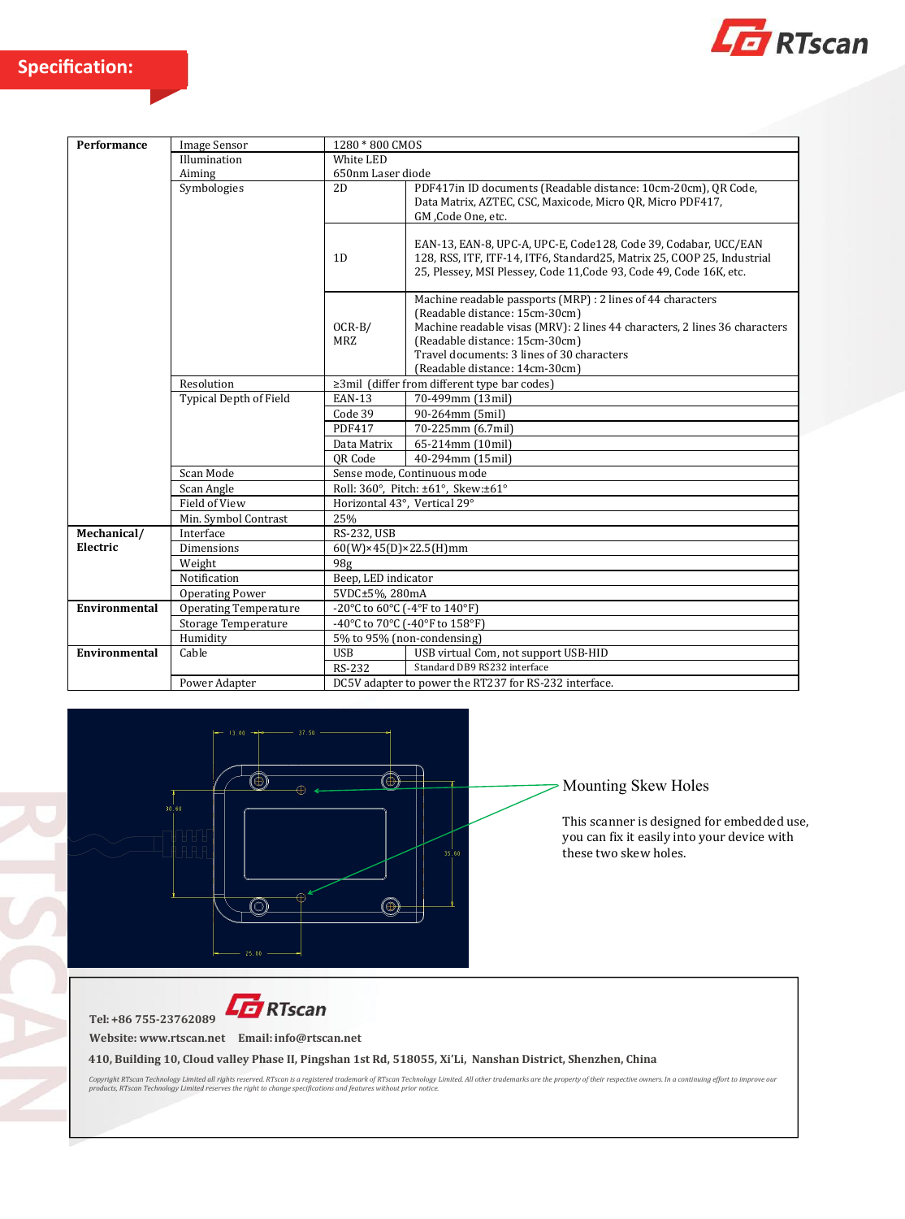## Specification:

| | | | |
|---|---|---|---|
| **Performance** | Image Sensor | 1280 * 800 CMOS | |
| | Illumination | White LED | |
| | Aiming | 650nm Laser diode | |
| | Symbologies | 2D | PDF417in ID documents (Readable distance: 10cm-20cm), QR Code, Data Matrix, AZTEC, CSC, Maxicode, Micro QR, Micro PDF417, GM ,Code One, etc. |
| | | 1D | EAN-13, EAN-8, UPC-A, UPC-E, Code128, Code 39, Codabar, UCC/EAN 128, RSS, ITF, ITF-14, ITF6, Standard25, Matrix 25, COOP 25, Industrial 25, Plessey, MSI Plessey, Code 11,Code 93, Code 49, Code 16K, etc. |
| | | OCR-B/ MRZ | Machine readable passports (MRP) : 2 lines of 44 characters (Readable distance: 15cm-30cm) Machine readable visas (MRV): 2 lines 44 characters, 2 lines 36 characters (Readable distance: 15cm-30cm) Travel documents: 3 lines of 30 characters (Readable distance: 14cm-30cm) |
| | Resolution | ≥3mil (differ from different type bar codes) | |
| | Typical Depth of Field | EAN-13 | 70-499mm (13mil) |
| | | Code 39 | 90-264mm (5mil) |
| | | PDF417 | 70-225mm (6.7mil) |
| | | Data Matrix | 65-214mm (10mil) |
| | | QR Code | 40-294mm (15mil) |
| | Scan Mode | Sense mode, Continuous mode | |
| | Scan Angle | Roll: 360°, Pitch: ±61°, Skew:±61° | |
| | Field of View | Horizontal 43°, Vertical 29° | |
| | Min. Symbol Contrast | 25% | |
| **Mechanical/ Electric** | Interface | RS-232, USB | |
| | Dimensions | 60(W)×45(D)×22.5(H)mm | |
| | Weight | 98g | |
| | Notification | Beep, LED indicator | |
| | Operating Power | 5VDC±5%, 280mA | |
| **Environmental** | Operating Temperature | -20°C to 60°C (-4°F to 140°F) | |
| | Storage Temperature | -40°C to 70°C (-40°F to 158°F) | |
| | Humidity | 5% to 95% (non-condensing) | |
| **Environmental** | Cable | USB | USB virtual Com, not support USB-HID |
| | | RS-232 | Standard DB9 RS232 interface |
| | Power Adapter | DC5V adapter to power the RT237 for RS-232 interface. | |

13.00
37.50
30.60
35.60
25.00

Mounting Skew Holes

This scanner is designed for embedded use, you can fix it easily into your device with these two skew holes.

**Tel: +86 755-23762089**

**Website: www.rtscan.net Email: info@rtscan.net**

**410, Building 10, Cloud valley Phase II, Pingshan 1st Rd, 518055, Xi'Li, Nanshan District, Shenzhen, China**

*Copyright RTscan Technology Limited all rights reserved. RTscan is a registered trademark of RTscan Technology Limited. All other trademarks are the property of their respective owners. In a continuing effort to improve our products, RTscan Technology Limited reserves the right to change specifications and features without prior notice.*